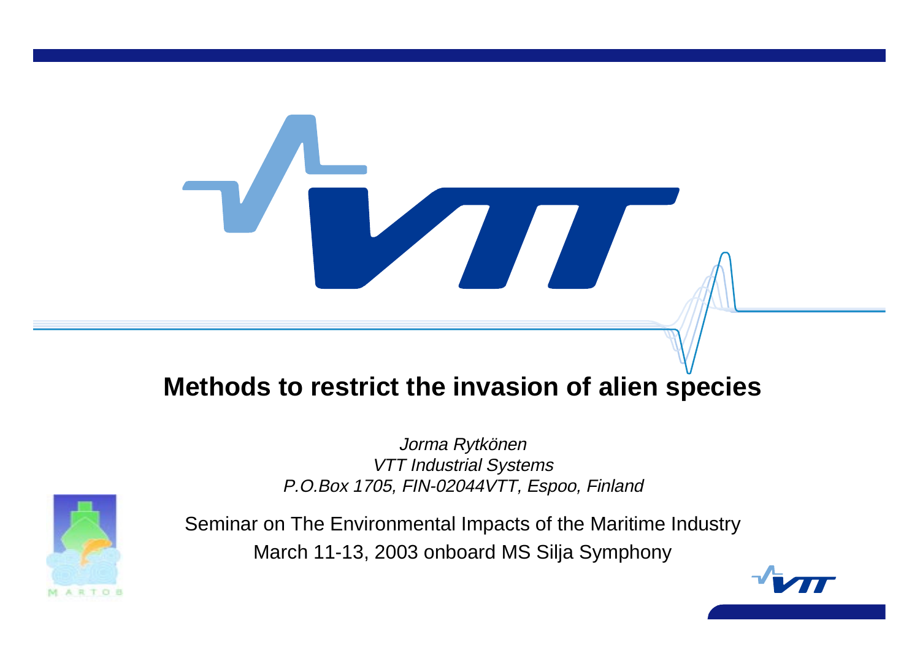# Methods to restrict the invasion of alien species

*Jorma Rytkönen*
*VTT Industrial Systems*
*P.O.Box 1705, FIN-02044VTT, Espoo, Finland*

Seminar on The Environmental Impacts of the Maritime Industry
March 11-13, 2003 onboard MS Silja Symphony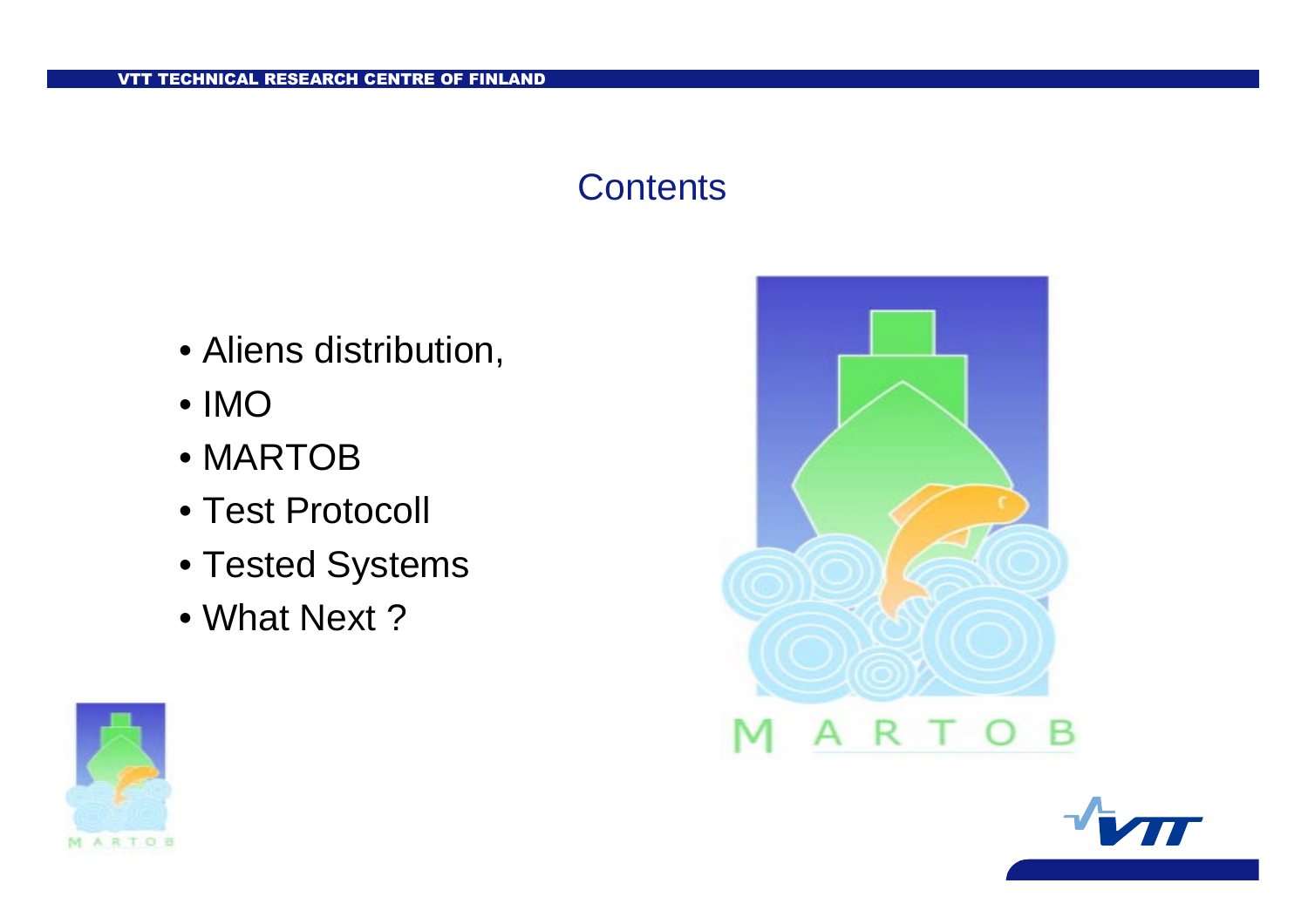# Contents

- Aliens distribution,
- IMO
- MARTOB
- Test Protocoll
- Tested Systems
- What Next ?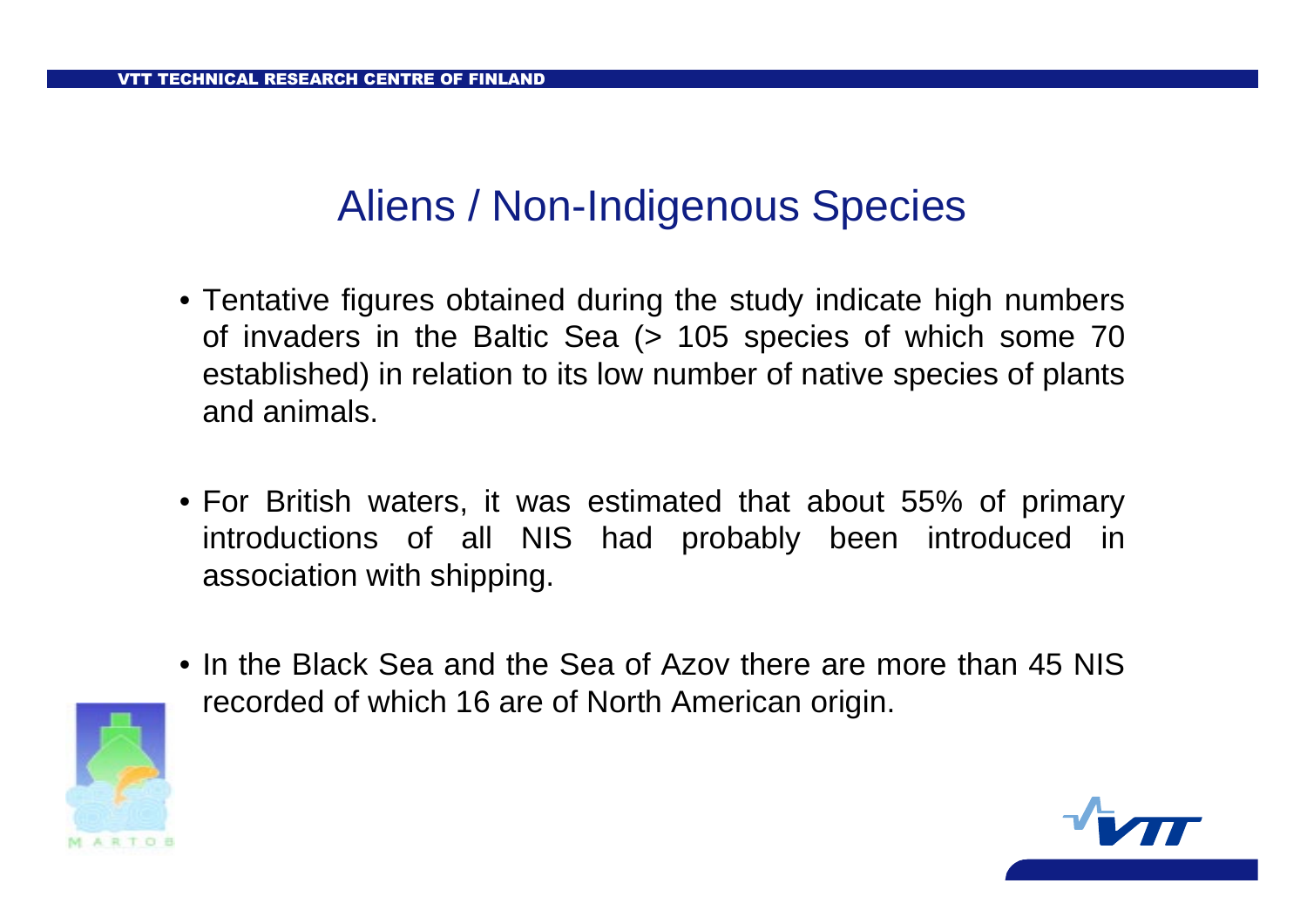# Aliens / Non-Indigenous Species

- Tentative figures obtained during the study indicate high numbers of invaders in the Baltic Sea (> 105 species of which some 70 established) in relation to its low number of native species of plants and animals.
- For British waters, it was estimated that about 55% of primary introductions of all NIS had probably been introduced in association with shipping.
- In the Black Sea and the Sea of Azov there are more than 45 NIS recorded of which 16 are of North American origin.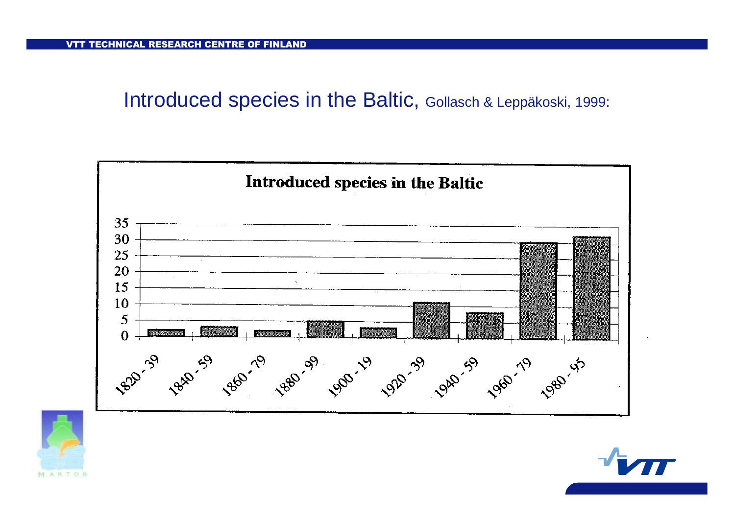# Introduced species in the Baltic, Gollasch & Leppäkoski, 1999:

**Introduced species in the Baltic**

35
30
25
20
15
10
5
0

1820 - 39, 1840 - 59, 1860 - 79, 1880 - 99, 1900 - 19, 1920 - 39, 1940 - 59, 1960 - 79, 1980 - 95

MARTOB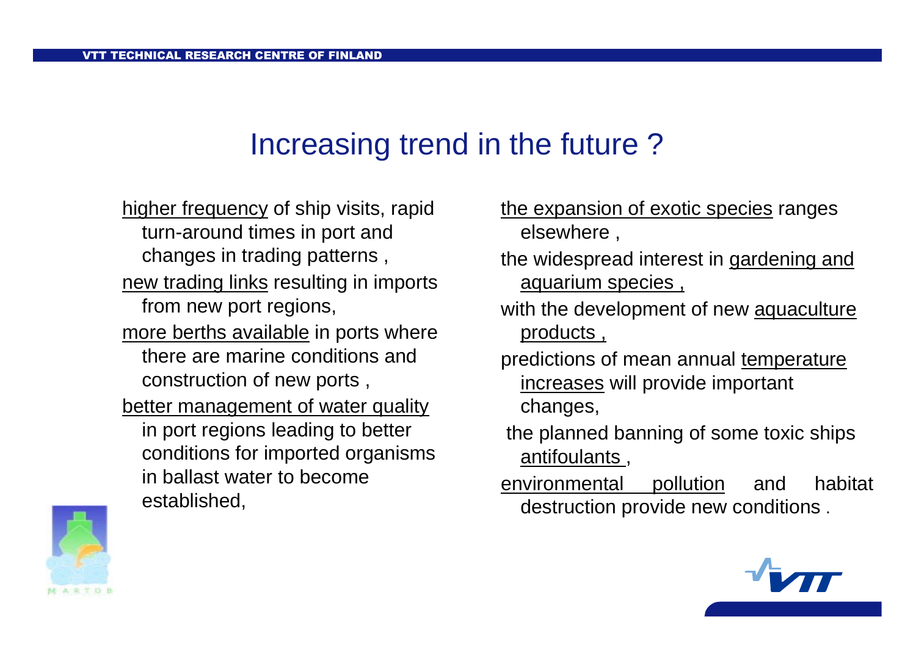# Increasing trend in the future ?

- higher frequency of ship visits, rapid turn-around times in port and changes in trading patterns ,
- new trading links resulting in imports from new port regions,
- more berths available in ports where there are marine conditions and construction of new ports ,
- better management of water quality in port regions leading to better conditions for imported organisms in ballast water to become established,
- the expansion of exotic species ranges elsewhere ,
- the widespread interest in gardening and aquarium species ,
- with the development of new aquaculture products ,
- predictions of mean annual temperature increases will provide important changes,
- the planned banning of some toxic ships antifoulants ,
- environmental pollution and habitat destruction provide new conditions .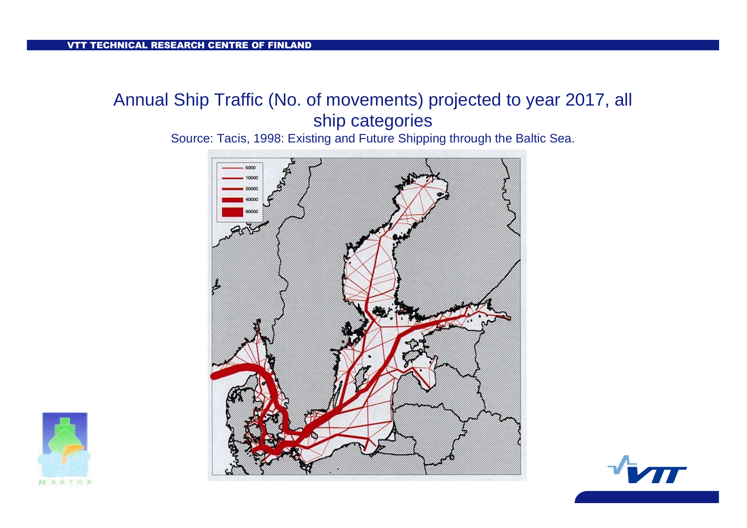# Annual Ship Traffic (No. of movements) projected to year 2017, all ship categories

Source: Tacis, 1998: Existing and Future Shipping through the Baltic Sea.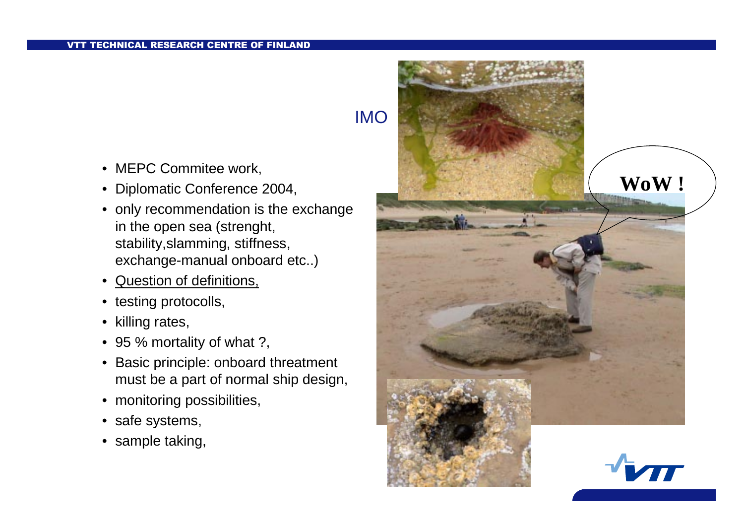## IMO

- MEPC Commitee work,
- Diplomatic Conference 2004,
- only recommendation is the exchange in the open sea (strenght, stability,slamming, stiffness, exchange-manual onboard etc..)
- Question of definitions,
- testing protocolls,
- killing rates,
- 95 % mortality of what ?,
- Basic principle: onboard threatment must be a part of normal ship design,
- monitoring possibilities,
- safe systems,
- sample taking,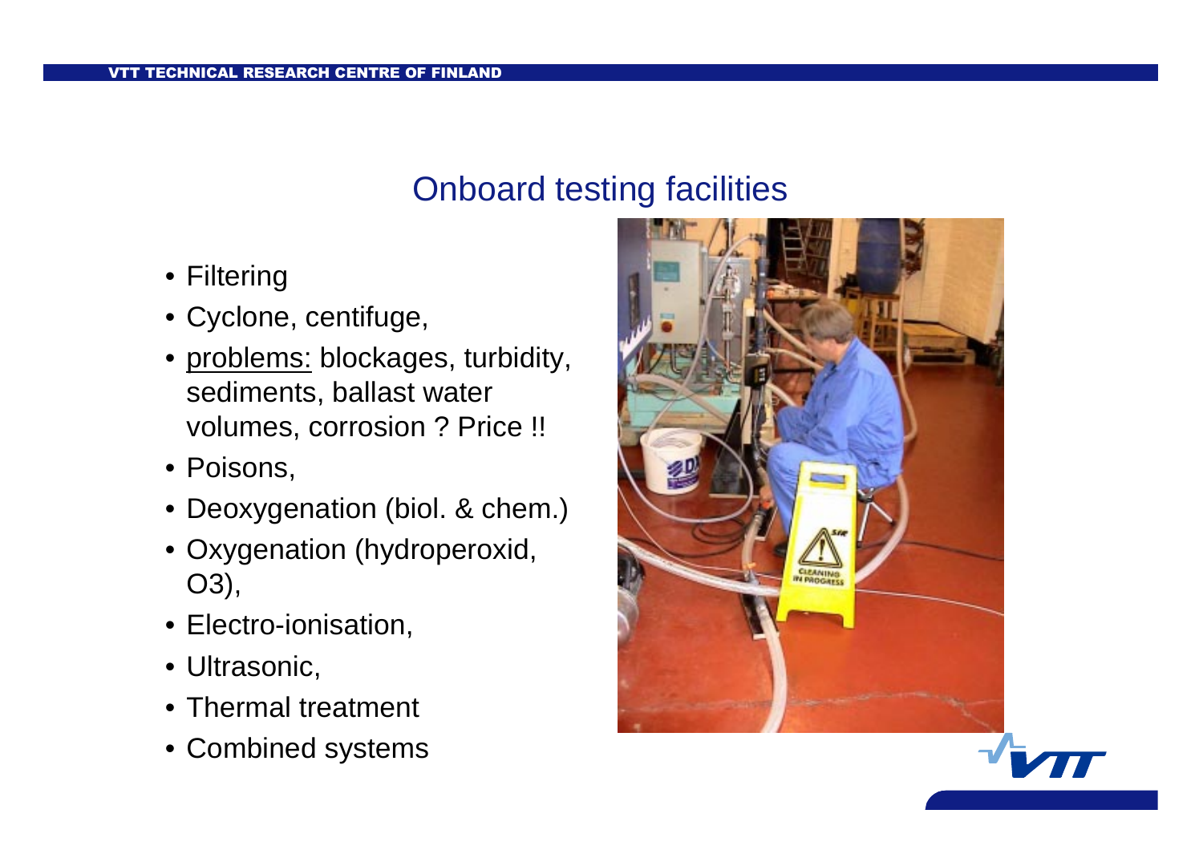# Onboard testing facilities

- Filtering
- Cyclone, centifuge,
- problems: blockages, turbidity, sediments, ballast water volumes, corrosion ? Price !!
- Poisons,
- Deoxygenation (biol. & chem.)
- Oxygenation (hydroperoxid, O3),
- Electro-ionisation,
- Ultrasonic,
- Thermal treatment
- Combined systems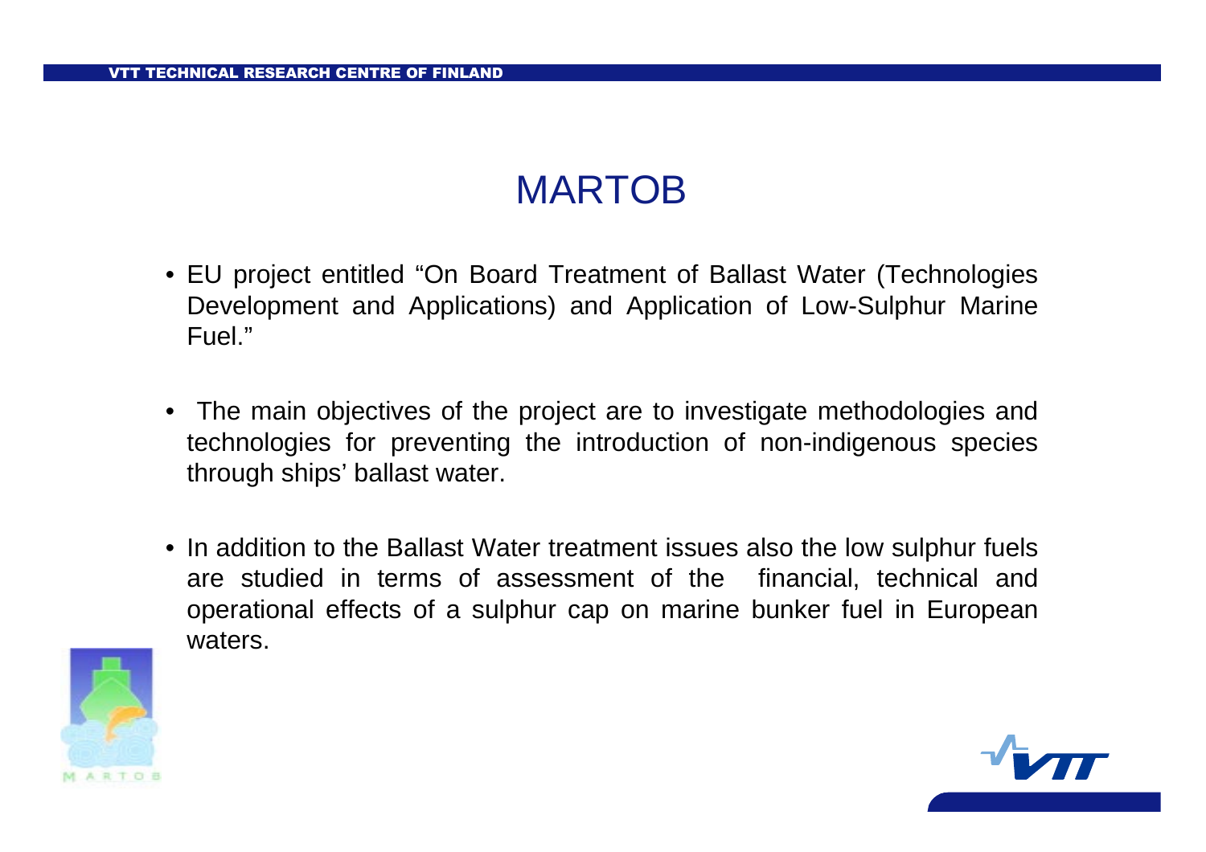# MARTOB

- EU project entitled "On Board Treatment of Ballast Water (Technologies Development and Applications) and Application of Low-Sulphur Marine Fuel."
- The main objectives of the project are to investigate methodologies and technologies for preventing the introduction of non-indigenous species through ships' ballast water.
- In addition to the Ballast Water treatment issues also the low sulphur fuels are studied in terms of assessment of the financial, technical and operational effects of a sulphur cap on marine bunker fuel in European waters.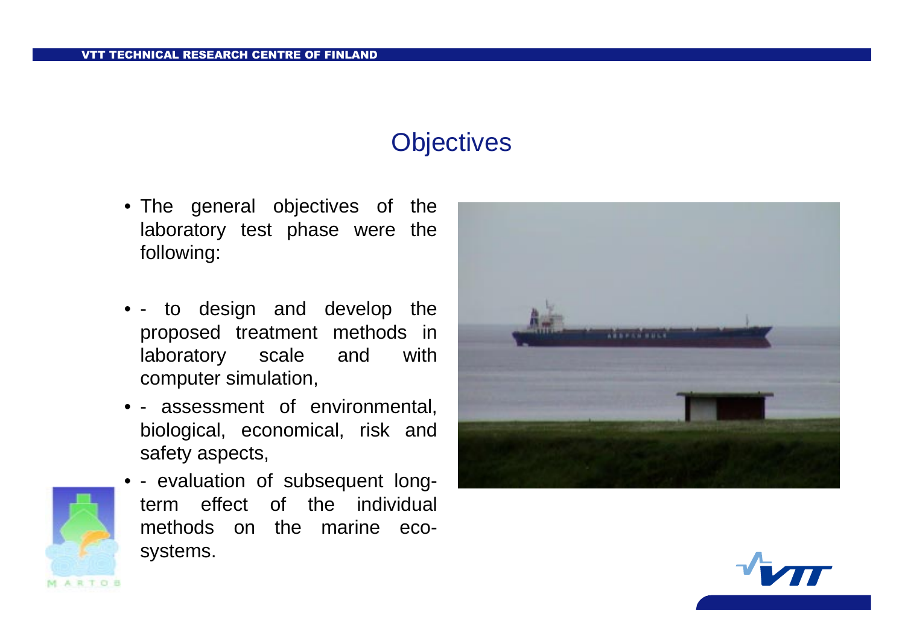## Objectives

- The general objectives of the laboratory test phase were the following:

- - to design and develop the proposed treatment methods in laboratory scale and with computer simulation,
- - assessment of environmental, biological, economical, risk and safety aspects,
- - evaluation of subsequent long-term effect of the individual methods on the marine eco-systems.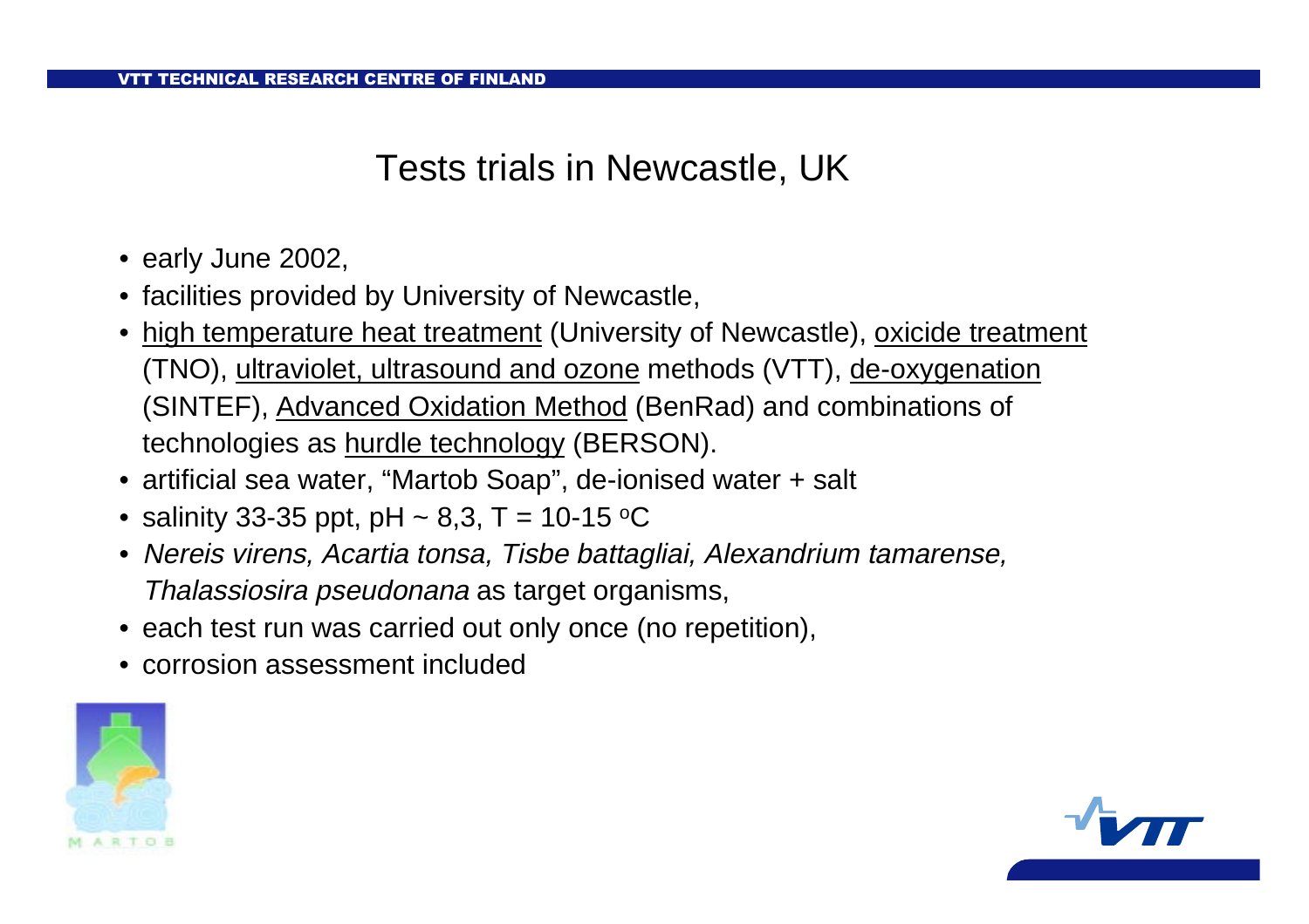# Tests trials in Newcastle, UK

- early June 2002,
- facilities provided by University of Newcastle,
- high temperature heat treatment (University of Newcastle), oxicide treatment (TNO), ultraviolet, ultrasound and ozone methods (VTT), de-oxygenation (SINTEF), Advanced Oxidation Method (BenRad) and combinations of technologies as hurdle technology (BERSON).
- artificial sea water, "Martob Soap", de-ionised water + salt
- salinity 33-35 ppt, pH ~ 8,3, T = 10-15 $^{o}$C
- *Nereis virens, Acartia tonsa, Tisbe battagliai, Alexandrium tamarense, Thalassiosira pseudonana* as target organisms,
- each test run was carried out only once (no repetition),
- corrosion assessment included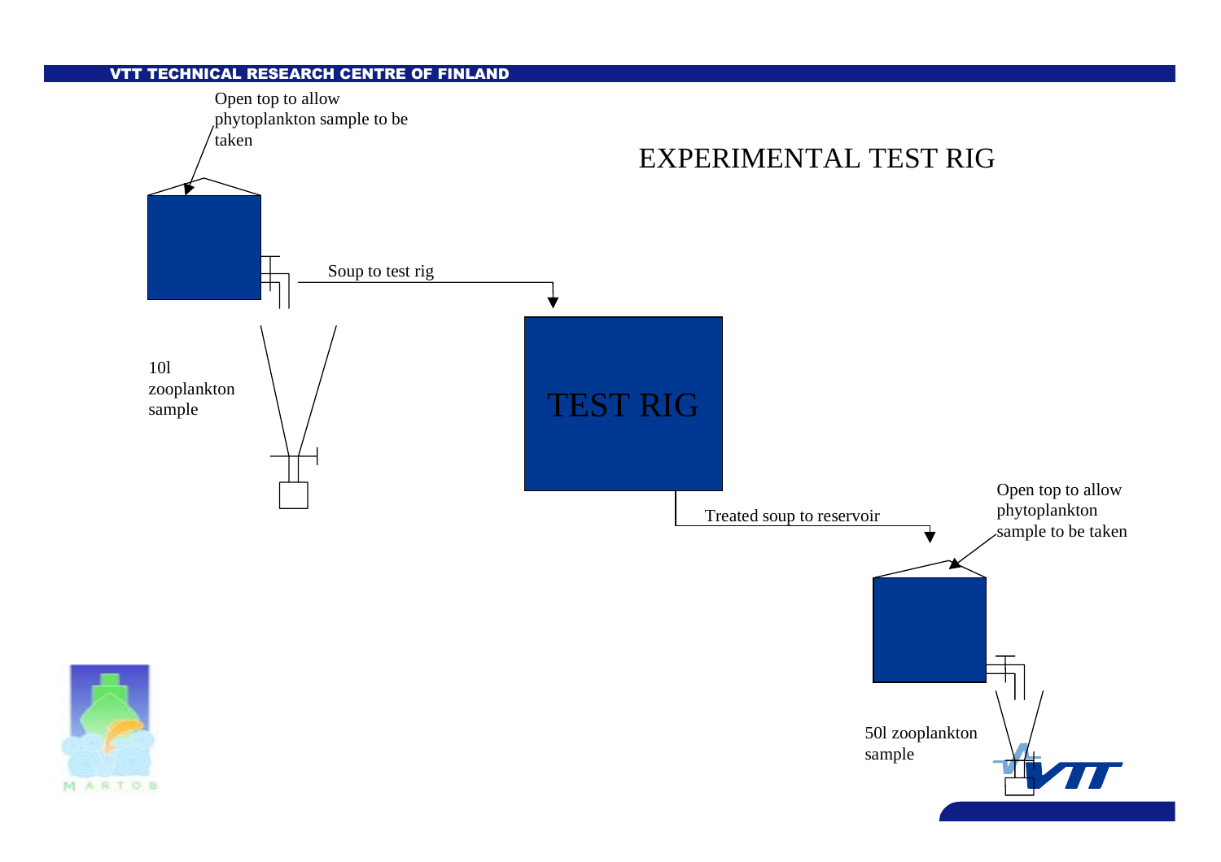# EXPERIMENTAL TEST RIG

Open top to allow phytoplankton sample to be taken

Soup to test rig

10l zooplankton sample

TEST RIG

Treated soup to reservoir

Open top to allow phytoplankton sample to be taken

50l zooplankton sample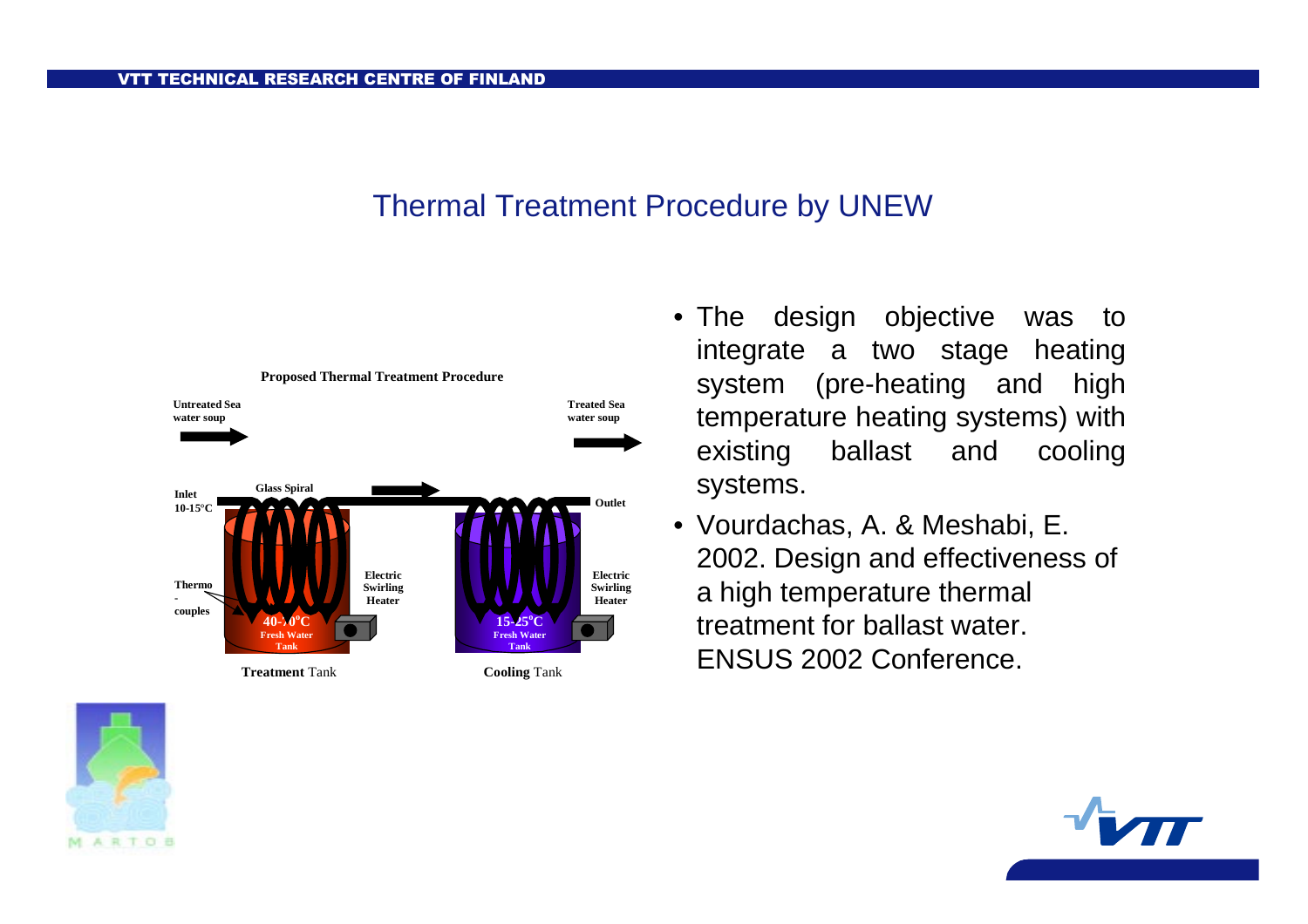## Thermal Treatment Procedure by UNEW

**Proposed Thermal Treatment Procedure**

**Untreated Sea water soup**

**Treated Sea water soup**

**Inlet 10-15°C**

**Glass Spiral**

**Outlet**

**Thermo - couples**

**Electric Swirling Heater**

**40-50°C Fresh Water Tank**

**15-25°C Fresh Water Tank**

**Treatment** Tank

**Cooling** Tank

- The design objective was to integrate a two stage heating system (pre-heating and high temperature heating systems) with existing ballast and cooling systems.
- Vourdachas, A. & Meshabi, E. 2002. Design and effectiveness of a high temperature thermal treatment for ballast water. ENSUS 2002 Conference.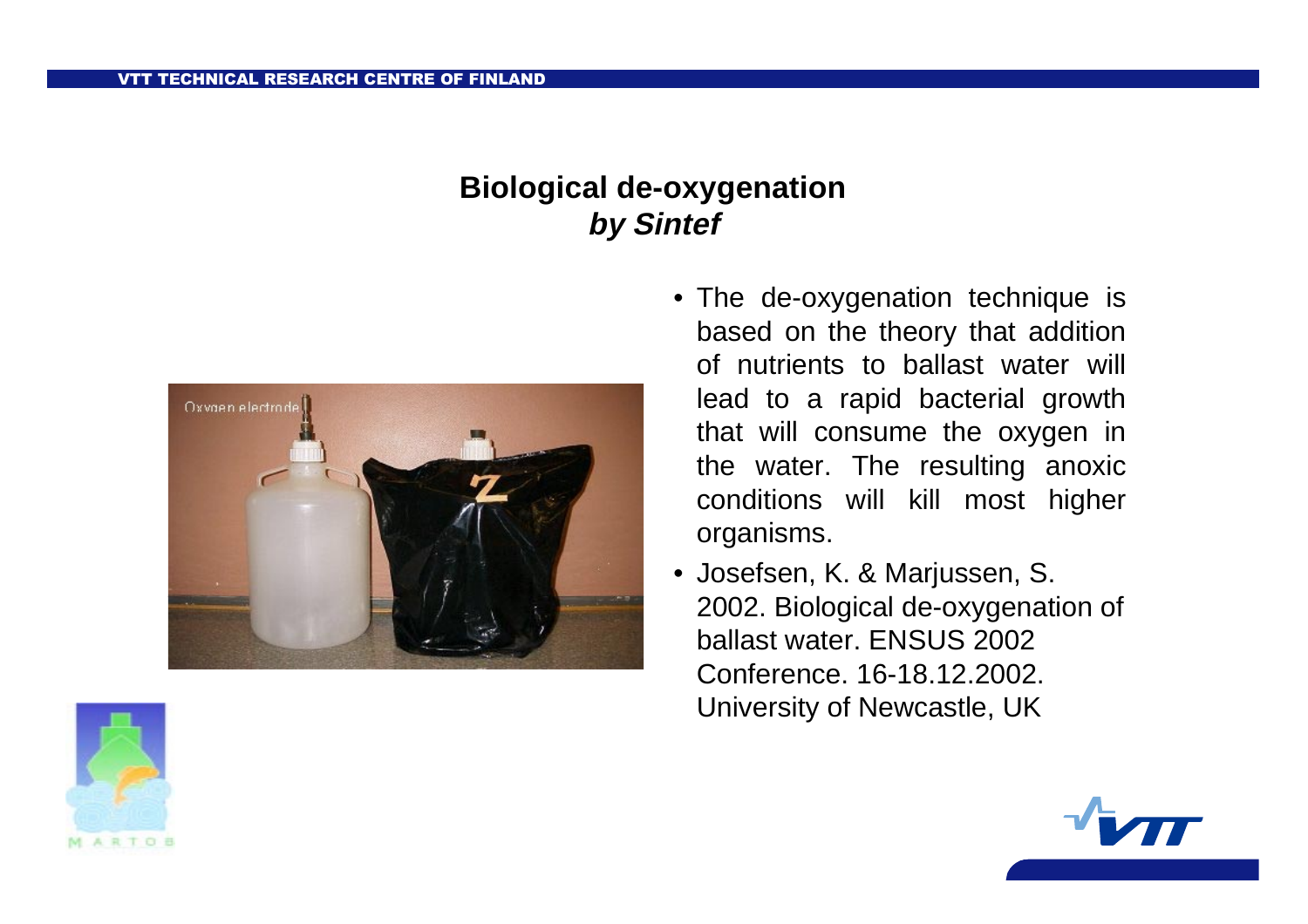# Biological de-oxygenation
## *by Sintef*

- The de-oxygenation technique is based on the theory that addition of nutrients to ballast water will lead to a rapid bacterial growth that will consume the oxygen in the water. The resulting anoxic conditions will kill most higher organisms.
- Josefsen, K. & Marjussen, S. 2002. Biological de-oxygenation of ballast water. ENSUS 2002 Conference. 16-18.12.2002. University of Newcastle, UK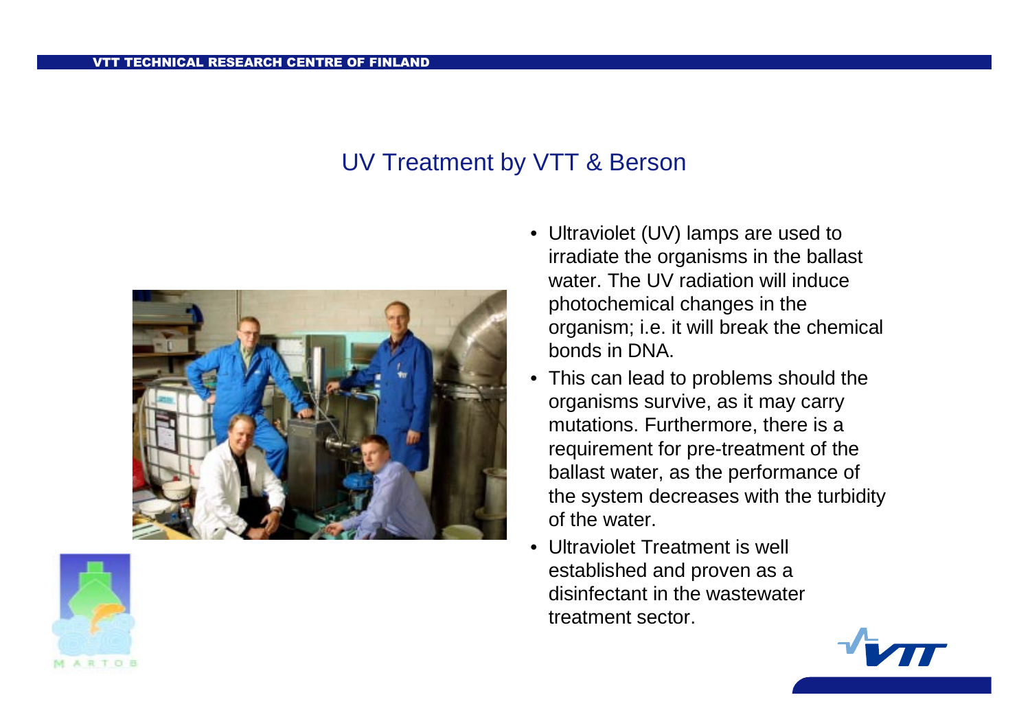# UV Treatment by VTT & Berson

- Ultraviolet (UV) lamps are used to irradiate the organisms in the ballast water. The UV radiation will induce photochemical changes in the organism; i.e. it will break the chemical bonds in DNA.
- This can lead to problems should the organisms survive, as it may carry mutations. Furthermore, there is a requirement for pre-treatment of the ballast water, as the performance of the system decreases with the turbidity of the water.
- Ultraviolet Treatment is well established and proven as a disinfectant in the wastewater treatment sector.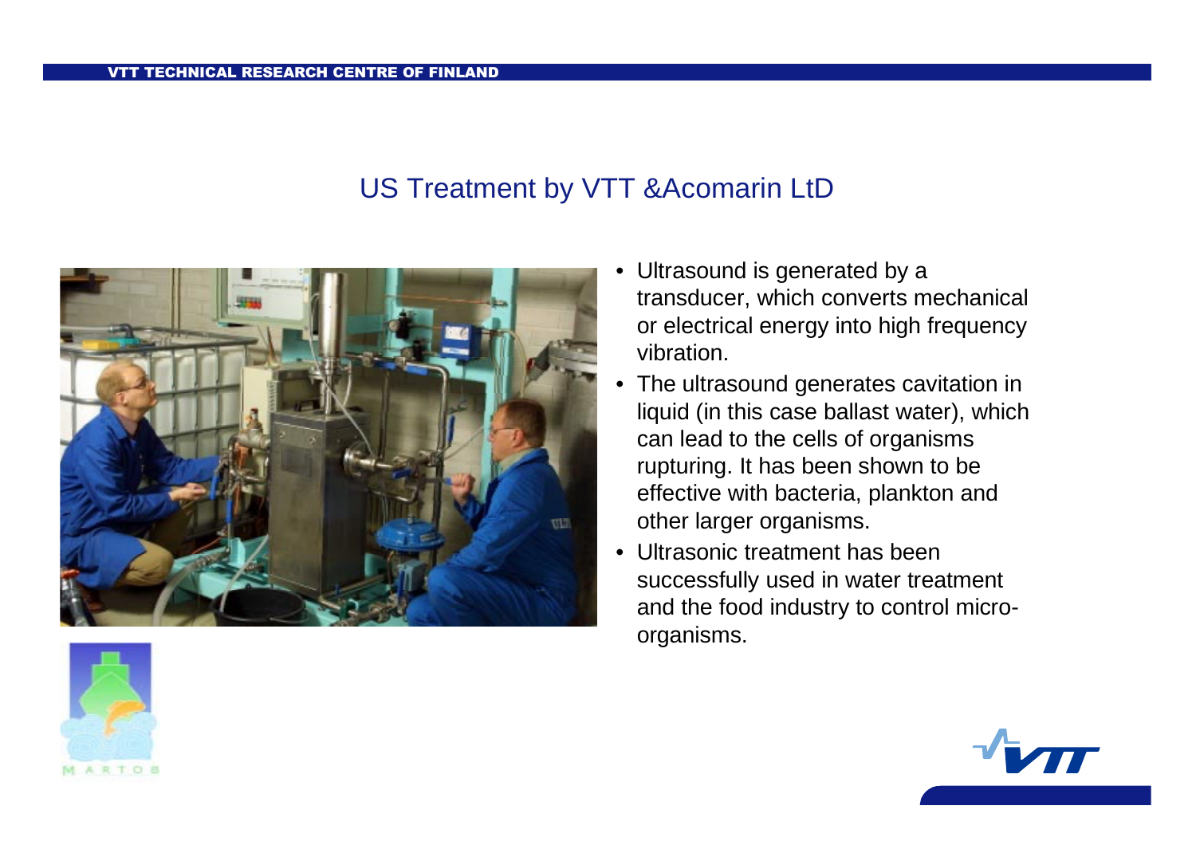# US Treatment by VTT &Acomarin LtD

- Ultrasound is generated by a transducer, which converts mechanical or electrical energy into high frequency vibration.
- The ultrasound generates cavitation in liquid (in this case ballast water), which can lead to the cells of organisms rupturing. It has been shown to be effective with bacteria, plankton and other larger organisms.
- Ultrasonic treatment has been successfully used in water treatment and the food industry to control micro-organisms.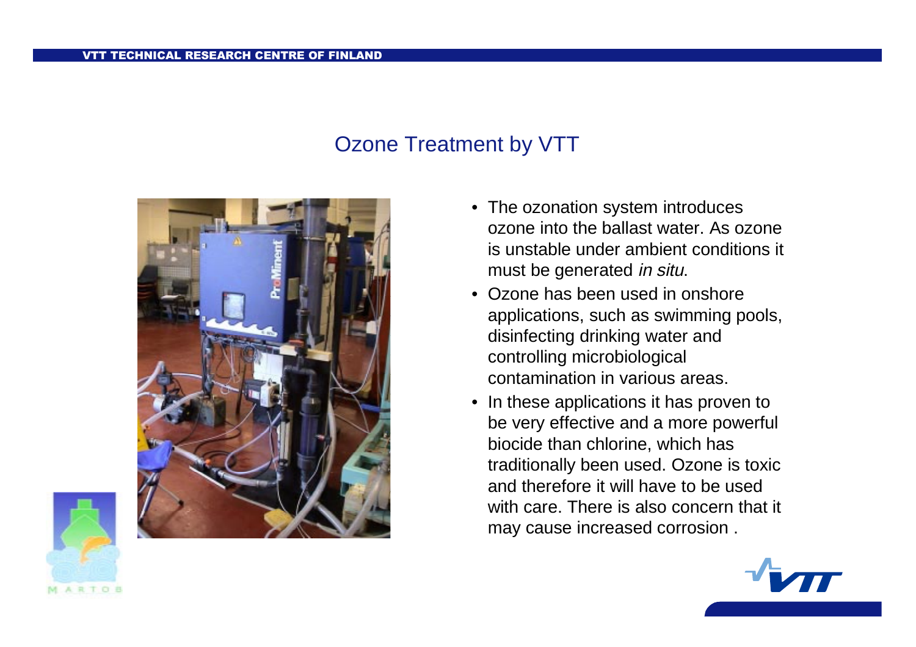## Ozone Treatment by VTT

- The ozonation system introduces ozone into the ballast water. As ozone is unstable under ambient conditions it must be generated *in situ*.
- Ozone has been used in onshore applications, such as swimming pools, disinfecting drinking water and controlling microbiological contamination in various areas.
- In these applications it has proven to be very effective and a more powerful biocide than chlorine, which has traditionally been used. Ozone is toxic and therefore it will have to be used with care. There is also concern that it may cause increased corrosion .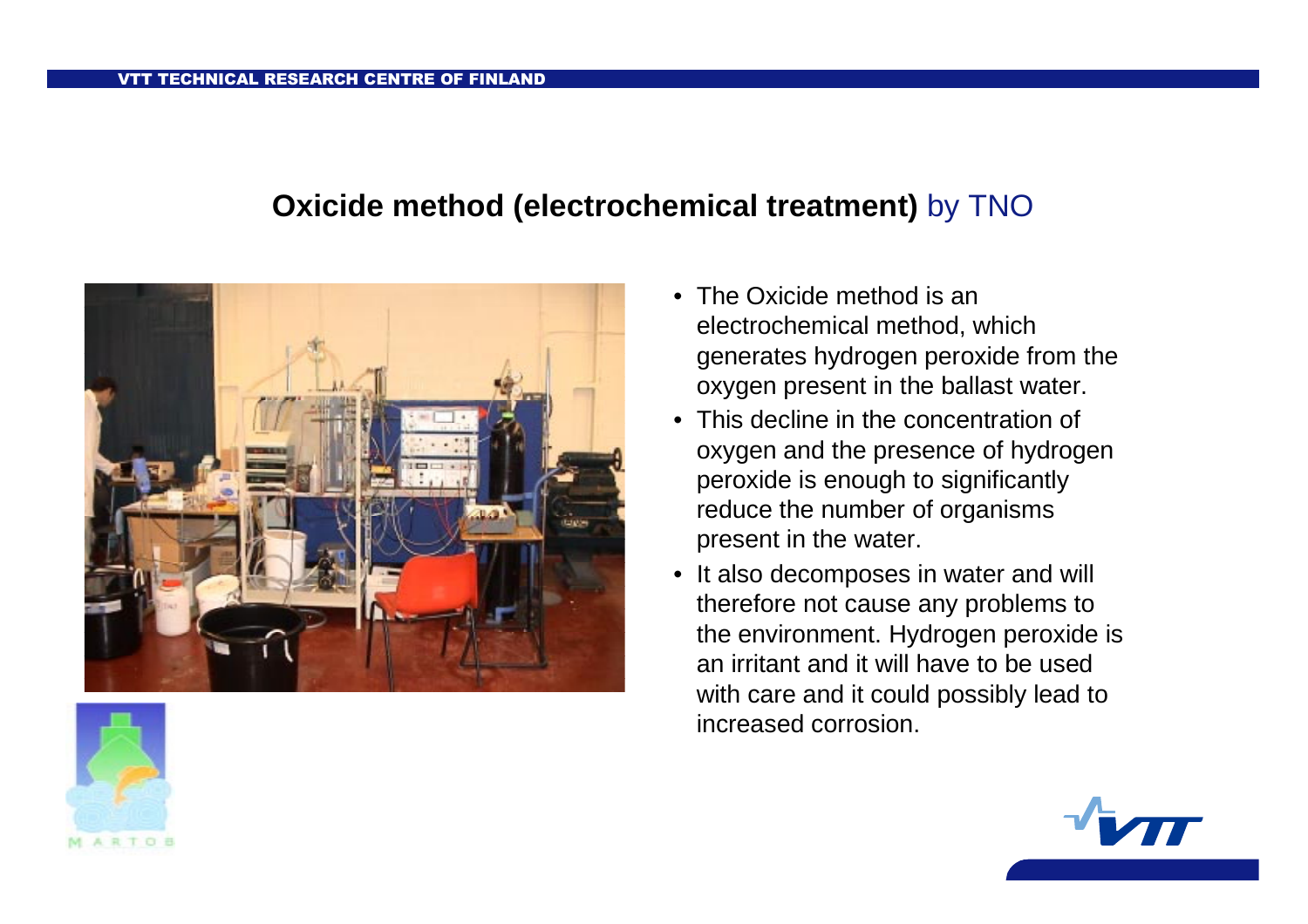## **Oxicide method (electrochemical treatment)** by TNO

- The Oxicide method is an electrochemical method, which generates hydrogen peroxide from the oxygen present in the ballast water.
- This decline in the concentration of oxygen and the presence of hydrogen peroxide is enough to significantly reduce the number of organisms present in the water.
- It also decomposes in water and will therefore not cause any problems to the environment. Hydrogen peroxide is an irritant and it will have to be used with care and it could possibly lead to increased corrosion.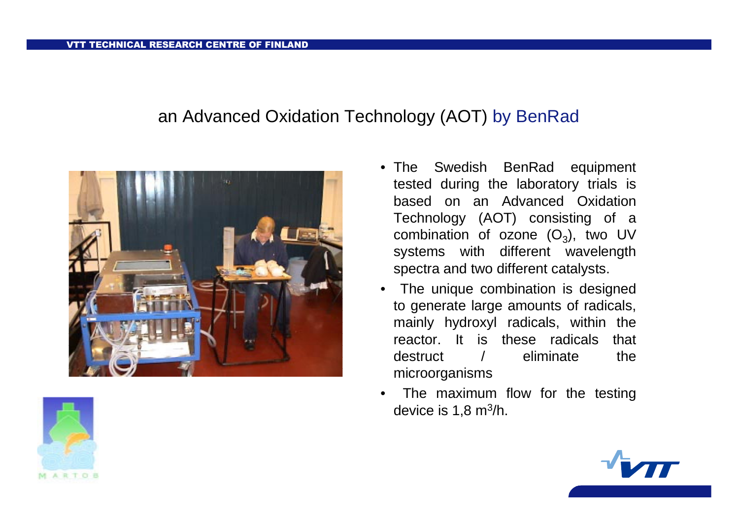## an Advanced Oxidation Technology (AOT) by BenRad

- The Swedish BenRad equipment tested during the laboratory trials is based on an Advanced Oxidation Technology (AOT) consisting of a combination of ozone ($O_3$), two UV systems with different wavelength spectra and two different catalysts.
- The unique combination is designed to generate large amounts of radicals, mainly hydroxyl radicals, within the reactor. It is these radicals that destruct / eliminate the microorganisms
- The maximum flow for the testing device is 1,8 $m^3$/h.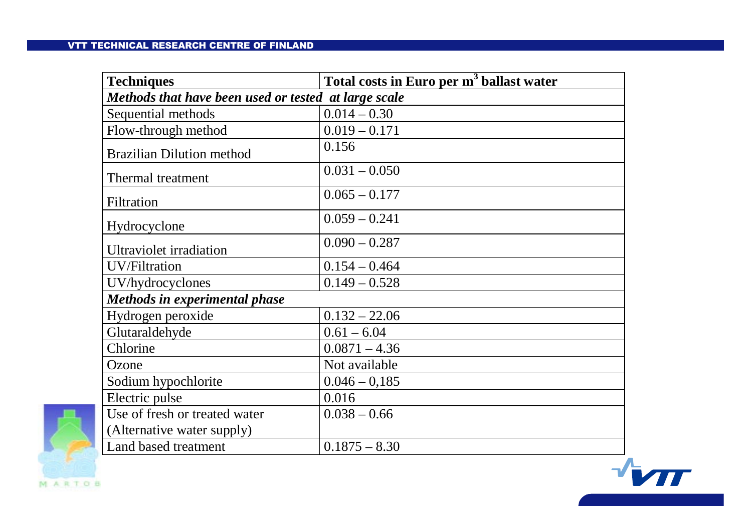| Techniques | Total costs in Euro per $m^3$ ballast water |
| --- | --- |
| ***Methods that have been used or tested at large scale*** | |
| Sequential methods | 0.014 – 0.30 |
| Flow-through method | 0.019 – 0.171 |
| Brazilian Dilution method | 0.156 |
| Thermal treatment | 0.031 – 0.050 |
| Filtration | 0.065 – 0.177 |
| Hydrocyclone | 0.059 – 0.241 |
| Ultraviolet irradiation | 0.090 – 0.287 |
| UV/Filtration | 0.154 – 0.464 |
| UV/hydrocyclones | 0.149 – 0.528 |
| ***Methods in experimental phase*** | |
| Hydrogen peroxide | 0.132 – 22.06 |
| Glutaraldehyde | 0.61 – 6.04 |
| Chlorine | 0.0871 – 4.36 |
| Ozone | Not available |
| Sodium hypochlorite | 0.046 – 0,185 |
| Electric pulse | 0.016 |
| Use of fresh or treated water (Alternative water supply) | 0.038 – 0.66 |
| Land based treatment | 0.1875 – 8.30 |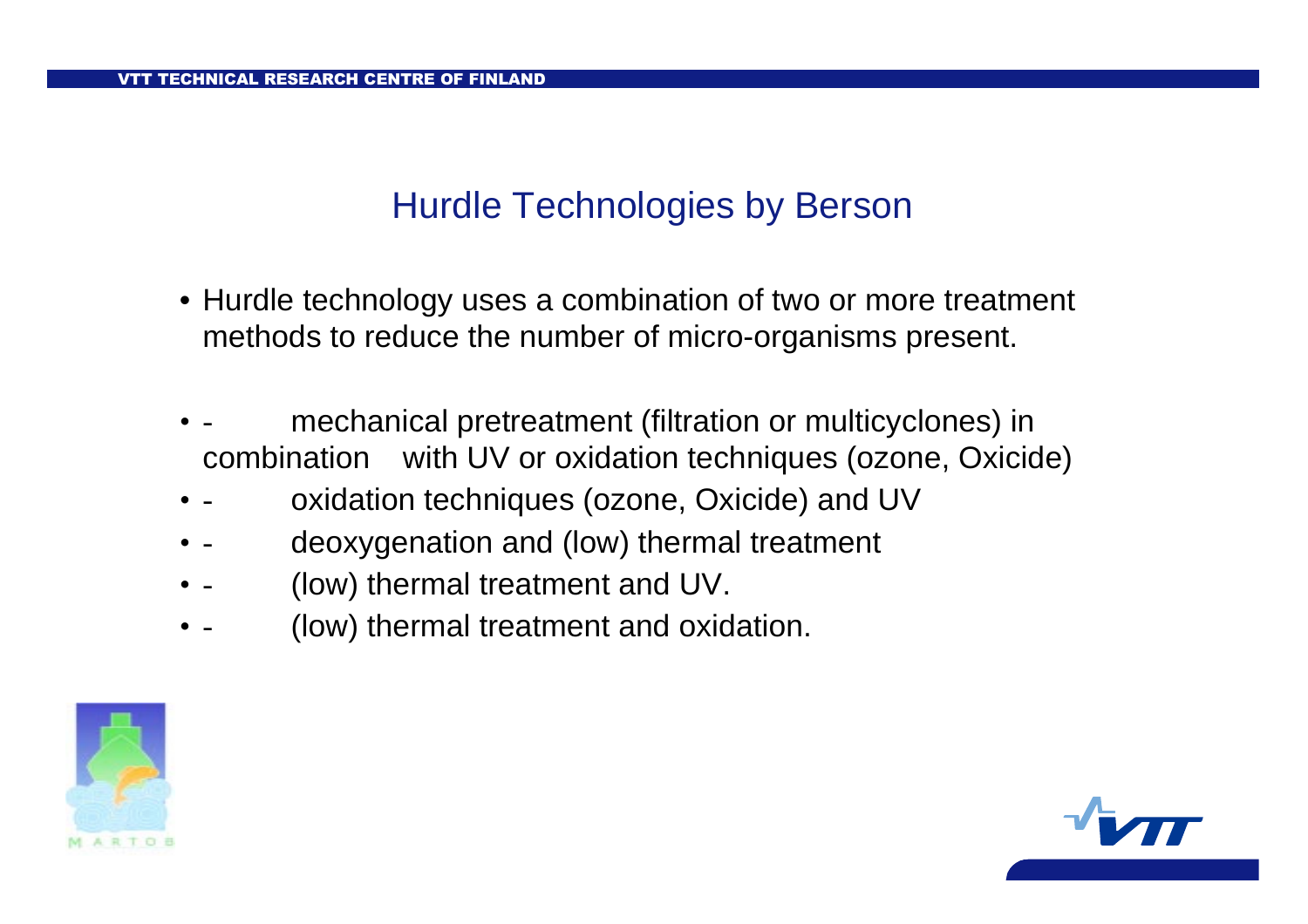## Hurdle Technologies by Berson

- Hurdle technology uses a combination of two or more treatment methods to reduce the number of micro-organisms present.

- - mechanical pretreatment (filtration or multicyclones) in combination with UV or oxidation techniques (ozone, Oxicide)
- - oxidation techniques (ozone, Oxicide) and UV
- - deoxygenation and (low) thermal treatment
- - (low) thermal treatment and UV.
- - (low) thermal treatment and oxidation.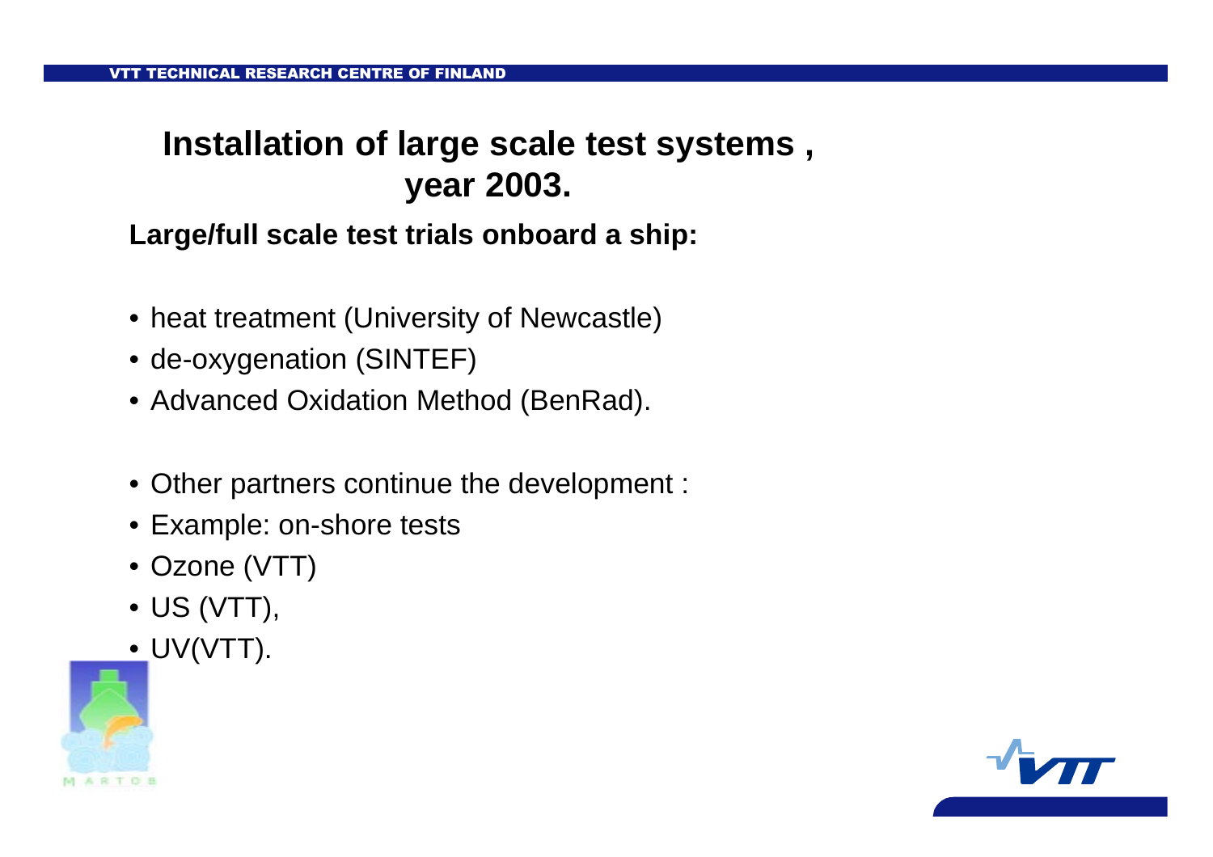# Installation of large scale test systems , year 2003.

**Large/full scale test trials onboard a ship:**

- heat treatment (University of Newcastle)
- de-oxygenation (SINTEF)
- Advanced Oxidation Method (BenRad).

- Other partners continue the development :
- Example: on-shore tests
- Ozone (VTT)
- US (VTT),
- UV(VTT).